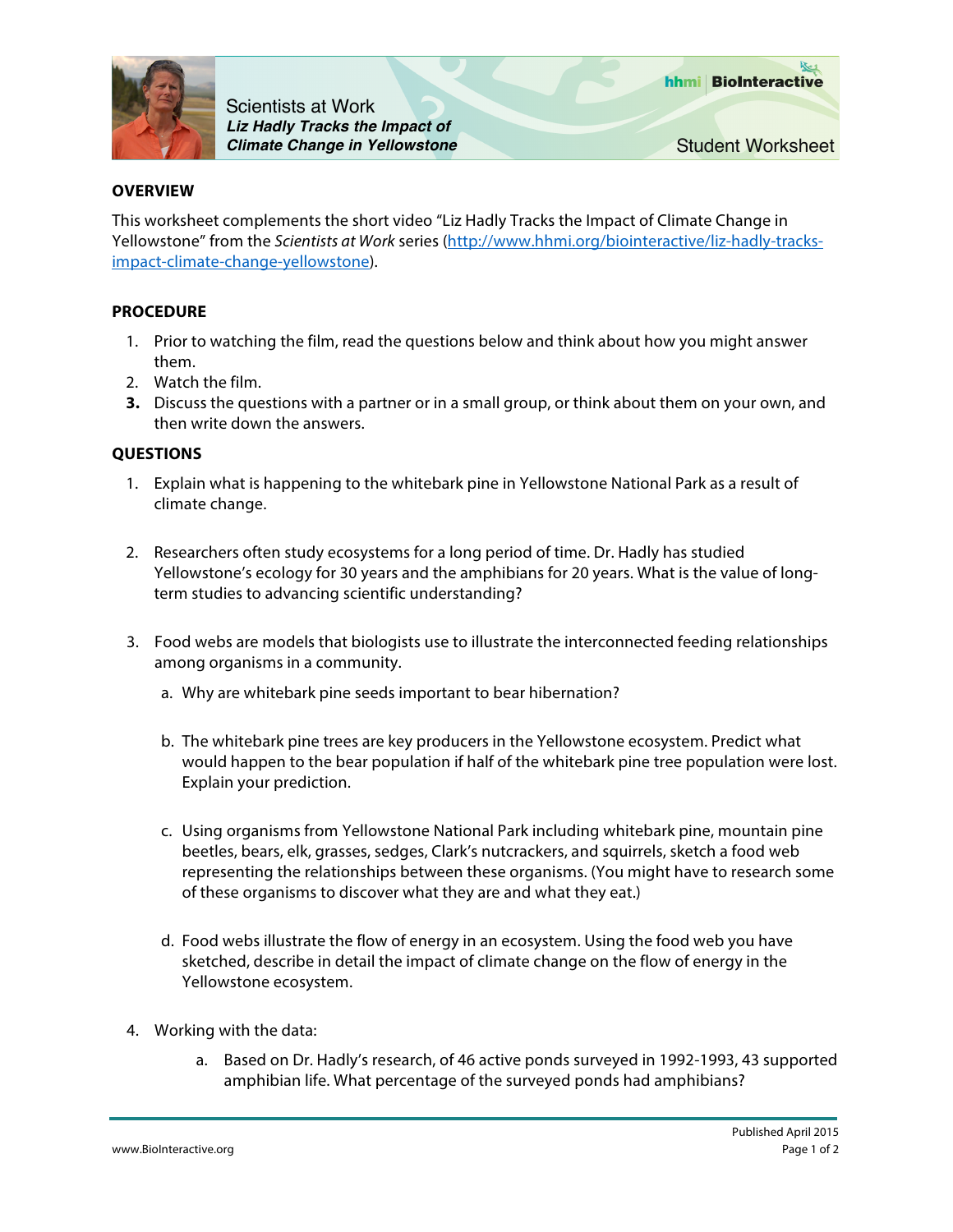Scientists at Work

***Liz Hadly Tracks the Impact of Climate Change in Yellowstone***

hhmi | BioInteractive

Student Worksheet

## OVERVIEW

This worksheet complements the short video "Liz Hadly Tracks the Impact of Climate Change in Yellowstone" from the *Scientists at Work* series (http://www.hhmi.org/biointeractive/liz-hadly-tracks-impact-climate-change-yellowstone).

## PROCEDURE

1. Prior to watching the film, read the questions below and think about how you might answer them.
2. Watch the film.
3. Discuss the questions with a partner or in a small group, or think about them on your own, and then write down the answers.

## QUESTIONS

1. Explain what is happening to the whitebark pine in Yellowstone National Park as a result of climate change.

2. Researchers often study ecosystems for a long period of time. Dr. Hadly has studied Yellowstone's ecology for 30 years and the amphibians for 20 years. What is the value of long-term studies to advancing scientific understanding?

3. Food webs are models that biologists use to illustrate the interconnected feeding relationships among organisms in a community.

   a. Why are whitebark pine seeds important to bear hibernation?

   b. The whitebark pine trees are key producers in the Yellowstone ecosystem. Predict what would happen to the bear population if half of the whitebark pine tree population were lost. Explain your prediction.

   c. Using organisms from Yellowstone National Park including whitebark pine, mountain pine beetles, bears, elk, grasses, sedges, Clark's nutcrackers, and squirrels, sketch a food web representing the relationships between these organisms. (You might have to research some of these organisms to discover what they are and what they eat.)

   d. Food webs illustrate the flow of energy in an ecosystem. Using the food web you have sketched, describe in detail the impact of climate change on the flow of energy in the Yellowstone ecosystem.

4. Working with the data:

   a. Based on Dr. Hadly's research, of 46 active ponds surveyed in 1992-1993, 43 supported amphibian life. What percentage of the surveyed ponds had amphibians?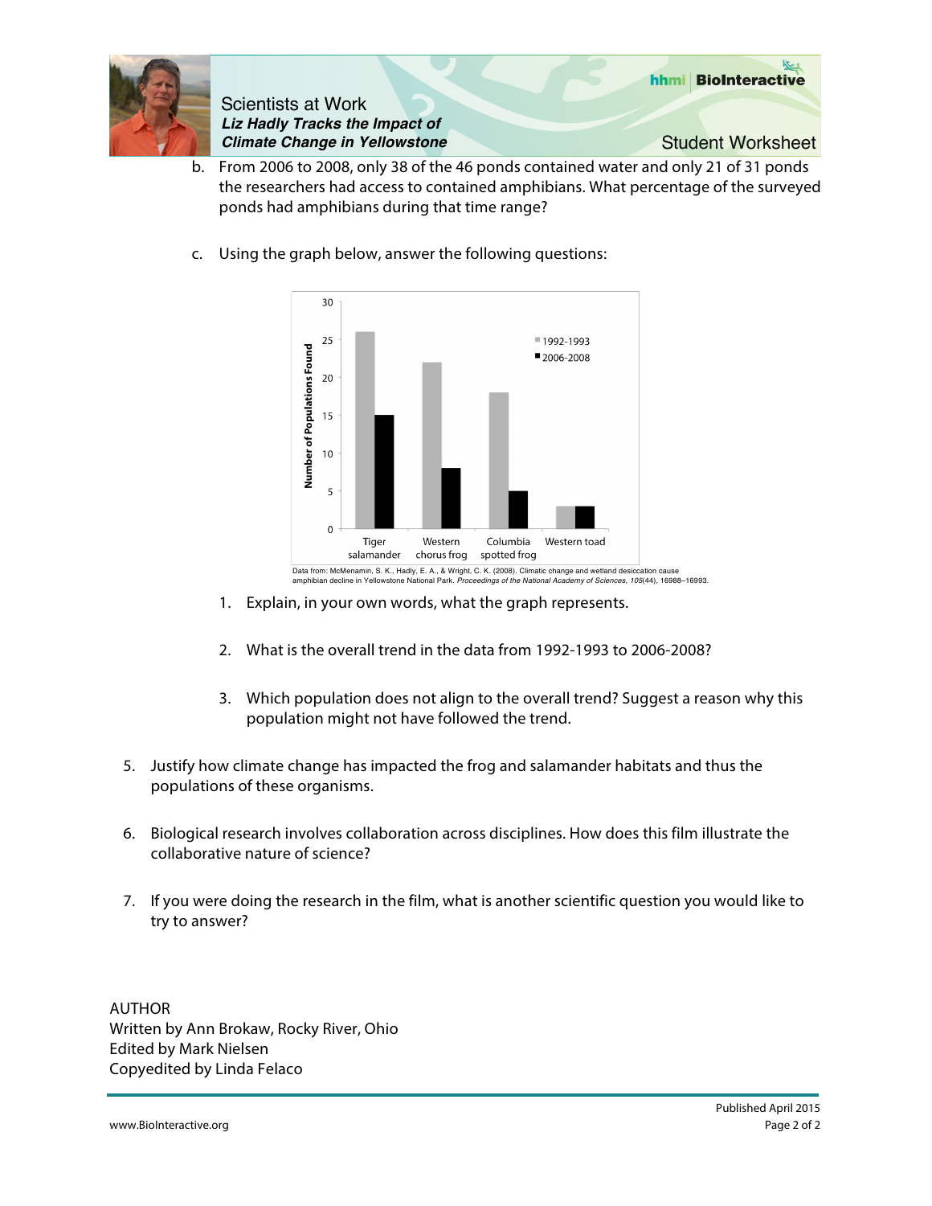b. From 2006 to 2008, only 38 of the 46 ponds contained water and only 21 of 31 ponds the researchers had access to contained amphibians. What percentage of the surveyed ponds had amphibians during that time range?

c. Using the graph below, answer the following questions:

Number of Populations Found

30
25
20
15
10
5
0

Tiger salamander
Western chorus frog
Columbia spotted frog
Western toad

1992-1993
2006-2008

Data from: McMenamin, S. K., Hadly, E. A., & Wright, C. K. (2008). Climatic change and wetland desiccation cause amphibian decline in Yellowstone National Park. *Proceedings of the National Academy of Sciences*, *105*(44), 16988–16993.

1. Explain, in your own words, what the graph represents.

2. What is the overall trend in the data from 1992-1993 to 2006-2008?

3. Which population does not align to the overall trend? Suggest a reason why this population might not have followed the trend.

5. Justify how climate change has impacted the frog and salamander habitats and thus the populations of these organisms.

6. Biological research involves collaboration across disciplines. How does this film illustrate the collaborative nature of science?

7. If you were doing the research in the film, what is another scientific question you would like to try to answer?

AUTHOR
Written by Ann Brokaw, Rocky River, Ohio
Edited by Mark Nielsen
Copyedited by Linda Felaco